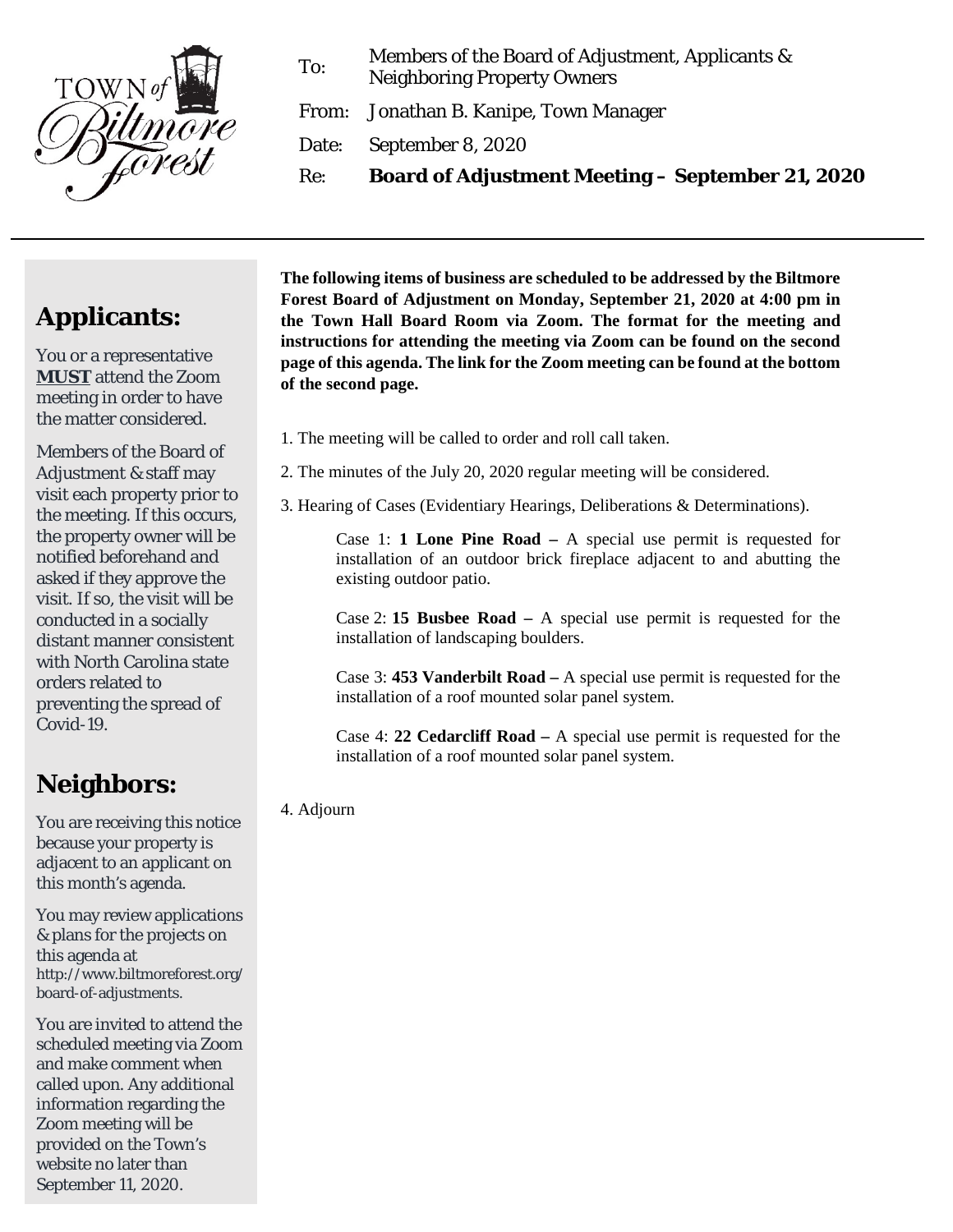Town of Biltmore Forest

To: Members of the Board of Adjustment, Applicants & Neighboring Property Owners

From: Jonathan B. Kanipe, Town Manager

Date: September 8, 2020

Re: **Board of Adjustment Meeting – September 21, 2020**

---

**The following items of business are scheduled to be addressed by the Biltmore Forest Board of Adjustment on Monday, September 21, 2020 at 4:00 pm in the Town Hall Board Room via Zoom. The format for the meeting and instructions for attending the meeting via Zoom can be found on the second page of this agenda. The link for the Zoom meeting can be found at the bottom of the second page.**

1. The meeting will be called to order and roll call taken.
2. The minutes of the July 20, 2020 regular meeting will be considered.
3. Hearing of Cases (Evidentiary Hearings, Deliberations & Determinations).

   Case 1: **1 Lone Pine Road –** A special use permit is requested for installation of an outdoor brick fireplace adjacent to and abutting the existing outdoor patio.

   Case 2: **15 Busbee Road –** A special use permit is requested for the installation of landscaping boulders.

   Case 3: **453 Vanderbilt Road –** A special use permit is requested for the installation of a roof mounted solar panel system.

   Case 4: **22 Cedarcliff Road –** A special use permit is requested for the installation of a roof mounted solar panel system.

4. Adjourn

## Applicants:

You or a representative **MUST** attend the Zoom meeting in order to have the matter considered.

Members of the Board of Adjustment & staff may visit each property prior to the meeting. If this occurs, the property owner will be notified beforehand and asked if they approve the visit. If so, the visit will be conducted in a socially distant manner consistent with North Carolina state orders related to preventing the spread of Covid-19.

## Neighbors:

You are receiving this notice because your property is adjacent to an applicant on this month's agenda.

You may review applications & plans for the projects on this agenda at http://www.biltmoreforest.org/board-of-adjustments.

You are invited to attend the scheduled meeting via Zoom and make comment when called upon. Any additional information regarding the Zoom meeting will be provided on the Town's website no later than September 11, 2020.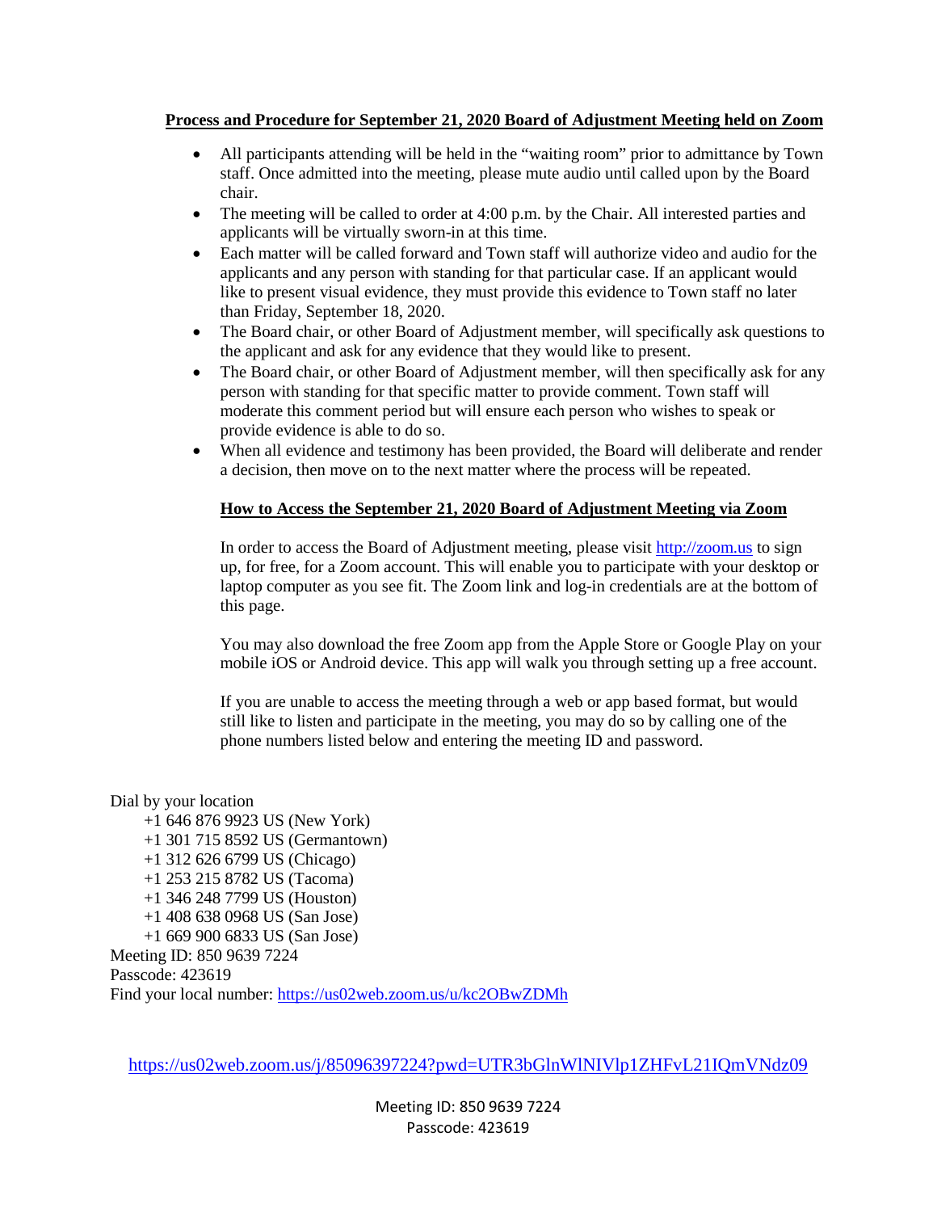**Process and Procedure for September 21, 2020 Board of Adjustment Meeting held on Zoom**

- All participants attending will be held in the "waiting room" prior to admittance by Town staff. Once admitted into the meeting, please mute audio until called upon by the Board chair.
- The meeting will be called to order at 4:00 p.m. by the Chair. All interested parties and applicants will be virtually sworn-in at this time.
- Each matter will be called forward and Town staff will authorize video and audio for the applicants and any person with standing for that particular case. If an applicant would like to present visual evidence, they must provide this evidence to Town staff no later than Friday, September 18, 2020.
- The Board chair, or other Board of Adjustment member, will specifically ask questions to the applicant and ask for any evidence that they would like to present.
- The Board chair, or other Board of Adjustment member, will then specifically ask for any person with standing for that specific matter to provide comment. Town staff will moderate this comment period but will ensure each person who wishes to speak or provide evidence is able to do so.
- When all evidence and testimony has been provided, the Board will deliberate and render a decision, then move on to the next matter where the process will be repeated.

**How to Access the September 21, 2020 Board of Adjustment Meeting via Zoom**

In order to access the Board of Adjustment meeting, please visit http://zoom.us to sign up, for free, for a Zoom account. This will enable you to participate with your desktop or laptop computer as you see fit. The Zoom link and log-in credentials are at the bottom of this page.

You may also download the free Zoom app from the Apple Store or Google Play on your mobile iOS or Android device. This app will walk you through setting up a free account.

If you are unable to access the meeting through a web or app based format, but would still like to listen and participate in the meeting, you may do so by calling one of the phone numbers listed below and entering the meeting ID and password.

Dial by your location
+1 646 876 9923 US (New York)
+1 301 715 8592 US (Germantown)
+1 312 626 6799 US (Chicago)
+1 253 215 8782 US (Tacoma)
+1 346 248 7799 US (Houston)
+1 408 638 0968 US (San Jose)
+1 669 900 6833 US (San Jose)
Meeting ID: 850 9639 7224
Passcode: 423619
Find your local number: https://us02web.zoom.us/u/kc2OBwZDMh

https://us02web.zoom.us/j/85096397224?pwd=UTR3bGlnWlNIVlp1ZHFvL21IQmVNdz09

Meeting ID: 850 9639 7224
Passcode: 423619